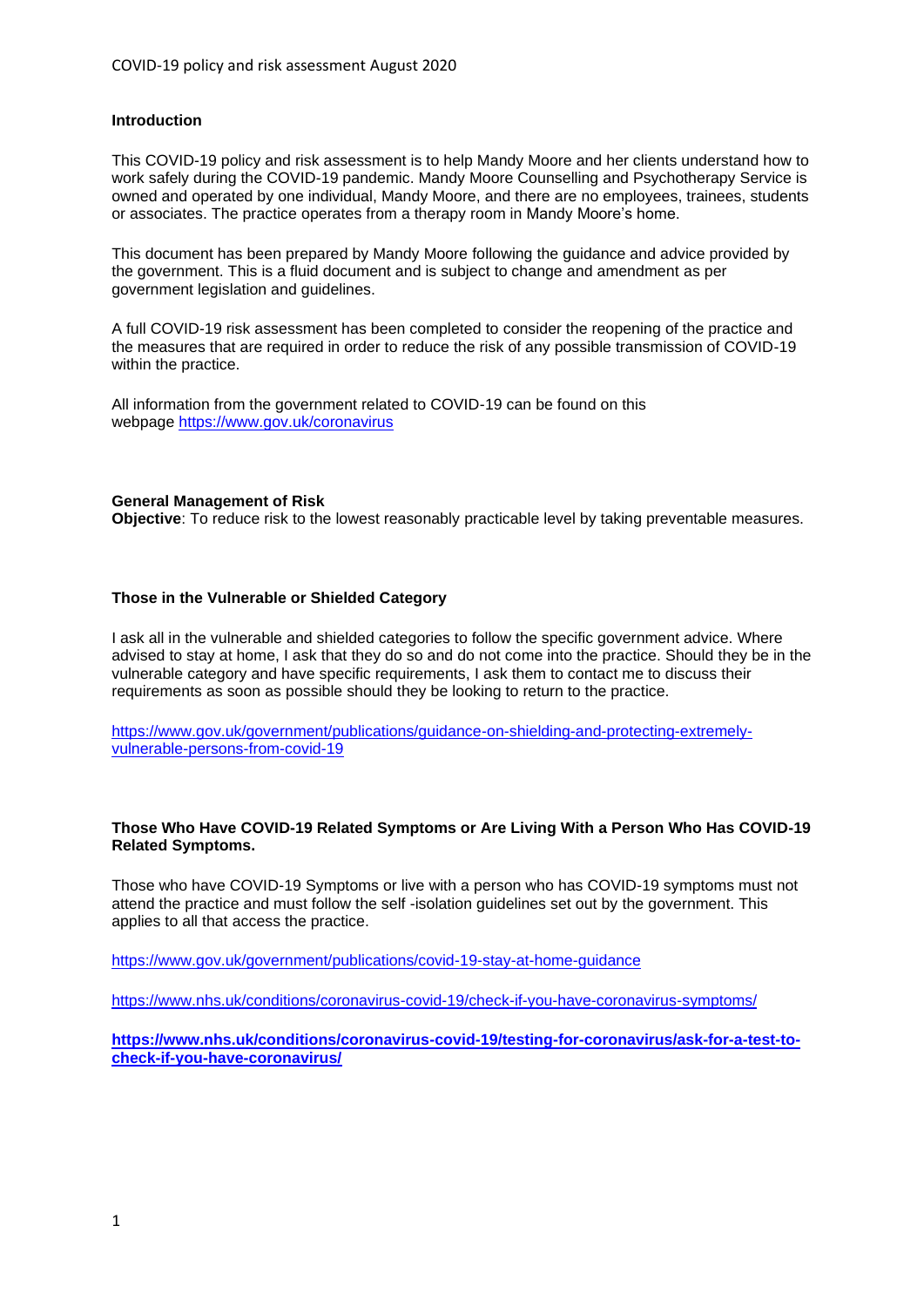# COVID-19 policy and risk assessment August 2020

## Introduction

This COVID-19 policy and risk assessment is to help Mandy Moore and her clients understand how to work safely during the COVID-19 pandemic. Mandy Moore Counselling and Psychotherapy Service is owned and operated by one individual, Mandy Moore, and there are no employees, trainees, students or associates. The practice operates from a therapy room in Mandy Moore's home.

This document has been prepared by Mandy Moore following the guidance and advice provided by the government. This is a fluid document and is subject to change and amendment as per government legislation and guidelines.

A full COVID-19 risk assessment has been completed to consider the reopening of the practice and the measures that are required in order to reduce the risk of any possible transmission of COVID-19 within the practice.

All information from the government related to COVID-19 can be found on this webpage https://www.gov.uk/coronavirus

## General Management of Risk

**Objective**: To reduce risk to the lowest reasonably practicable level by taking preventable measures.

## Those in the Vulnerable or Shielded Category

I ask all in the vulnerable and shielded categories to follow the specific government advice. Where advised to stay at home, I ask that they do so and do not come into the practice. Should they be in the vulnerable category and have specific requirements, I ask them to contact me to discuss their requirements as soon as possible should they be looking to return to the practice.

https://www.gov.uk/government/publications/guidance-on-shielding-and-protecting-extremely-vulnerable-persons-from-covid-19

## Those Who Have COVID-19 Related Symptoms or Are Living With a Person Who Has COVID-19 Related Symptoms.

Those who have COVID-19 Symptoms or live with a person who has COVID-19 symptoms must not attend the practice and must follow the self -isolation guidelines set out by the government. This applies to all that access the practice.

https://www.gov.uk/government/publications/covid-19-stay-at-home-guidance

https://www.nhs.uk/conditions/coronavirus-covid-19/check-if-you-have-coronavirus-symptoms/

**https://www.nhs.uk/conditions/coronavirus-covid-19/testing-for-coronavirus/ask-for-a-test-to-check-if-you-have-coronavirus/**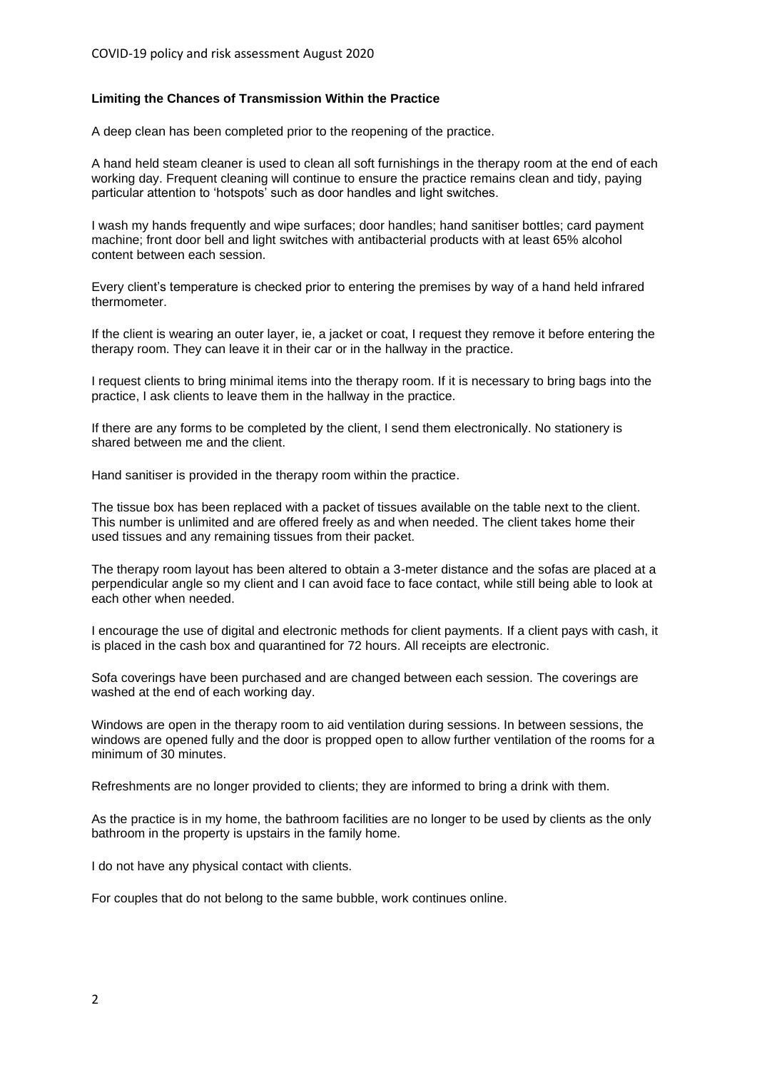**Limiting the Chances of Transmission Within the Practice**

A deep clean has been completed prior to the reopening of the practice.

A hand held steam cleaner is used to clean all soft furnishings in the therapy room at the end of each working day. Frequent cleaning will continue to ensure the practice remains clean and tidy, paying particular attention to 'hotspots' such as door handles and light switches.

I wash my hands frequently and wipe surfaces; door handles; hand sanitiser bottles; card payment machine; front door bell and light switches with antibacterial products with at least 65% alcohol content between each session.

Every client's temperature is checked prior to entering the premises by way of a hand held infrared thermometer.

If the client is wearing an outer layer, ie, a jacket or coat, I request they remove it before entering the therapy room. They can leave it in their car or in the hallway in the practice.

I request clients to bring minimal items into the therapy room. If it is necessary to bring bags into the practice, I ask clients to leave them in the hallway in the practice.

If there are any forms to be completed by the client, I send them electronically. No stationery is shared between me and the client.

Hand sanitiser is provided in the therapy room within the practice.

The tissue box has been replaced with a packet of tissues available on the table next to the client. This number is unlimited and are offered freely as and when needed. The client takes home their used tissues and any remaining tissues from their packet.

The therapy room layout has been altered to obtain a 3-meter distance and the sofas are placed at a perpendicular angle so my client and I can avoid face to face contact, while still being able to look at each other when needed.

I encourage the use of digital and electronic methods for client payments. If a client pays with cash, it is placed in the cash box and quarantined for 72 hours. All receipts are electronic.

Sofa coverings have been purchased and are changed between each session. The coverings are washed at the end of each working day.

Windows are open in the therapy room to aid ventilation during sessions. In between sessions, the windows are opened fully and the door is propped open to allow further ventilation of the rooms for a minimum of 30 minutes.

Refreshments are no longer provided to clients; they are informed to bring a drink with them.

As the practice is in my home, the bathroom facilities are no longer to be used by clients as the only bathroom in the property is upstairs in the family home.

I do not have any physical contact with clients.

For couples that do not belong to the same bubble, work continues online.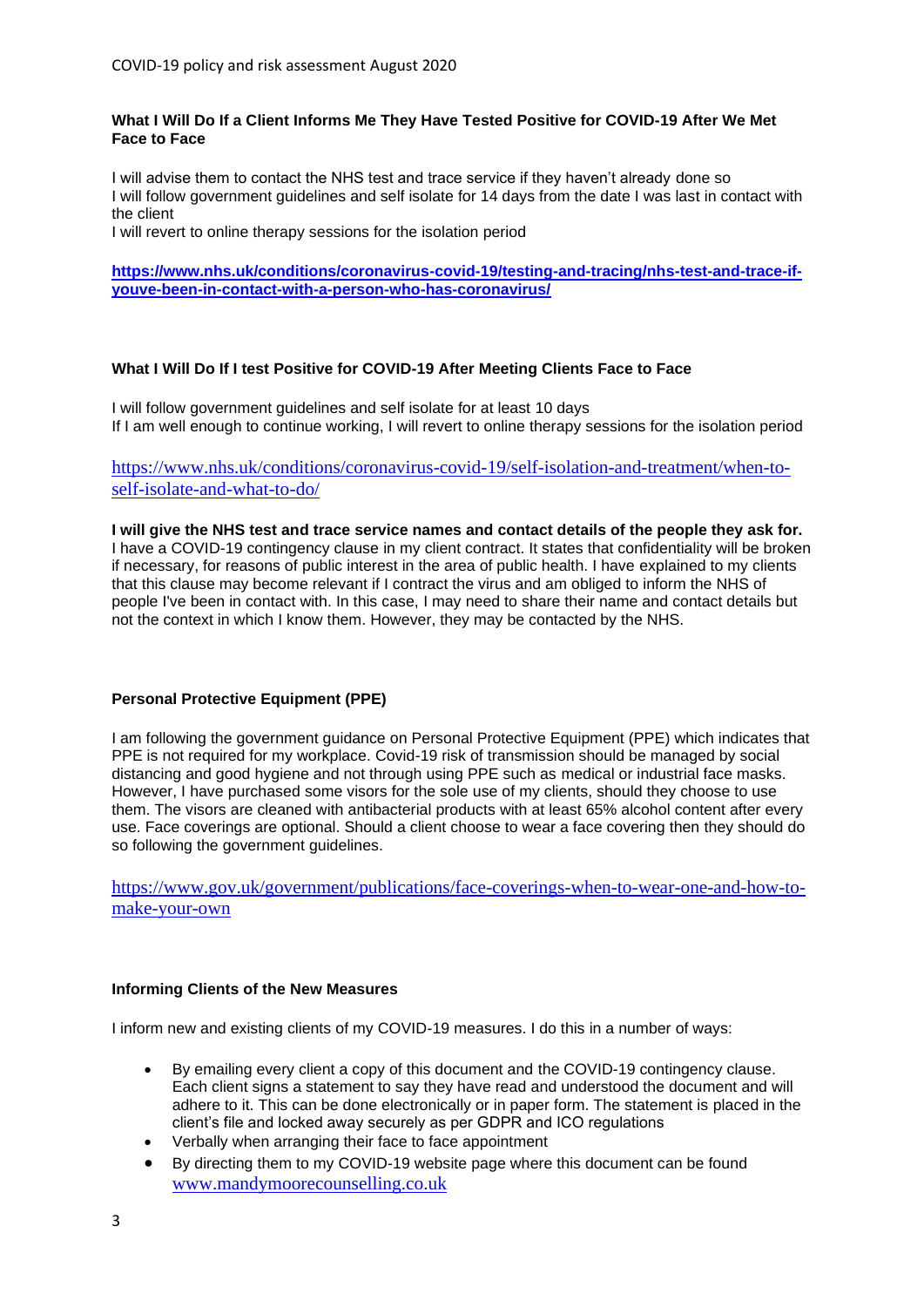### What I Will Do If a Client Informs Me They Have Tested Positive for COVID-19 After We Met Face to Face

I will advise them to contact the NHS test and trace service if they haven't already done so
I will follow government guidelines and self isolate for 14 days from the date I was last in contact with the client
I will revert to online therapy sessions for the isolation period

**https://www.nhs.uk/conditions/coronavirus-covid-19/testing-and-tracing/nhs-test-and-trace-if-youve-been-in-contact-with-a-person-who-has-coronavirus/**

### What I Will Do If I test Positive for COVID-19 After Meeting Clients Face to Face

I will follow government guidelines and self isolate for at least 10 days
If I am well enough to continue working, I will revert to online therapy sessions for the isolation period

https://www.nhs.uk/conditions/coronavirus-covid-19/self-isolation-and-treatment/when-to-self-isolate-and-what-to-do/

**I will give the NHS test and trace service names and contact details of the people they ask for.**
I have a COVID-19 contingency clause in my client contract. It states that confidentiality will be broken if necessary, for reasons of public interest in the area of public health. I have explained to my clients that this clause may become relevant if I contract the virus and am obliged to inform the NHS of people I've been in contact with. In this case, I may need to share their name and contact details but not the context in which I know them. However, they may be contacted by the NHS.

### Personal Protective Equipment (PPE)

I am following the government guidance on Personal Protective Equipment (PPE) which indicates that PPE is not required for my workplace. Covid-19 risk of transmission should be managed by social distancing and good hygiene and not through using PPE such as medical or industrial face masks. However, I have purchased some visors for the sole use of my clients, should they choose to use them. The visors are cleaned with antibacterial products with at least 65% alcohol content after every use. Face coverings are optional. Should a client choose to wear a face covering then they should do so following the government guidelines.

https://www.gov.uk/government/publications/face-coverings-when-to-wear-one-and-how-to-make-your-own

### Informing Clients of the New Measures

I inform new and existing clients of my COVID-19 measures. I do this in a number of ways:

- By emailing every client a copy of this document and the COVID-19 contingency clause. Each client signs a statement to say they have read and understood the document and will adhere to it. This can be done electronically or in paper form. The statement is placed in the client's file and locked away securely as per GDPR and ICO regulations
- Verbally when arranging their face to face appointment
- By directing them to my COVID-19 website page where this document can be found www.mandymoorecounselling.co.uk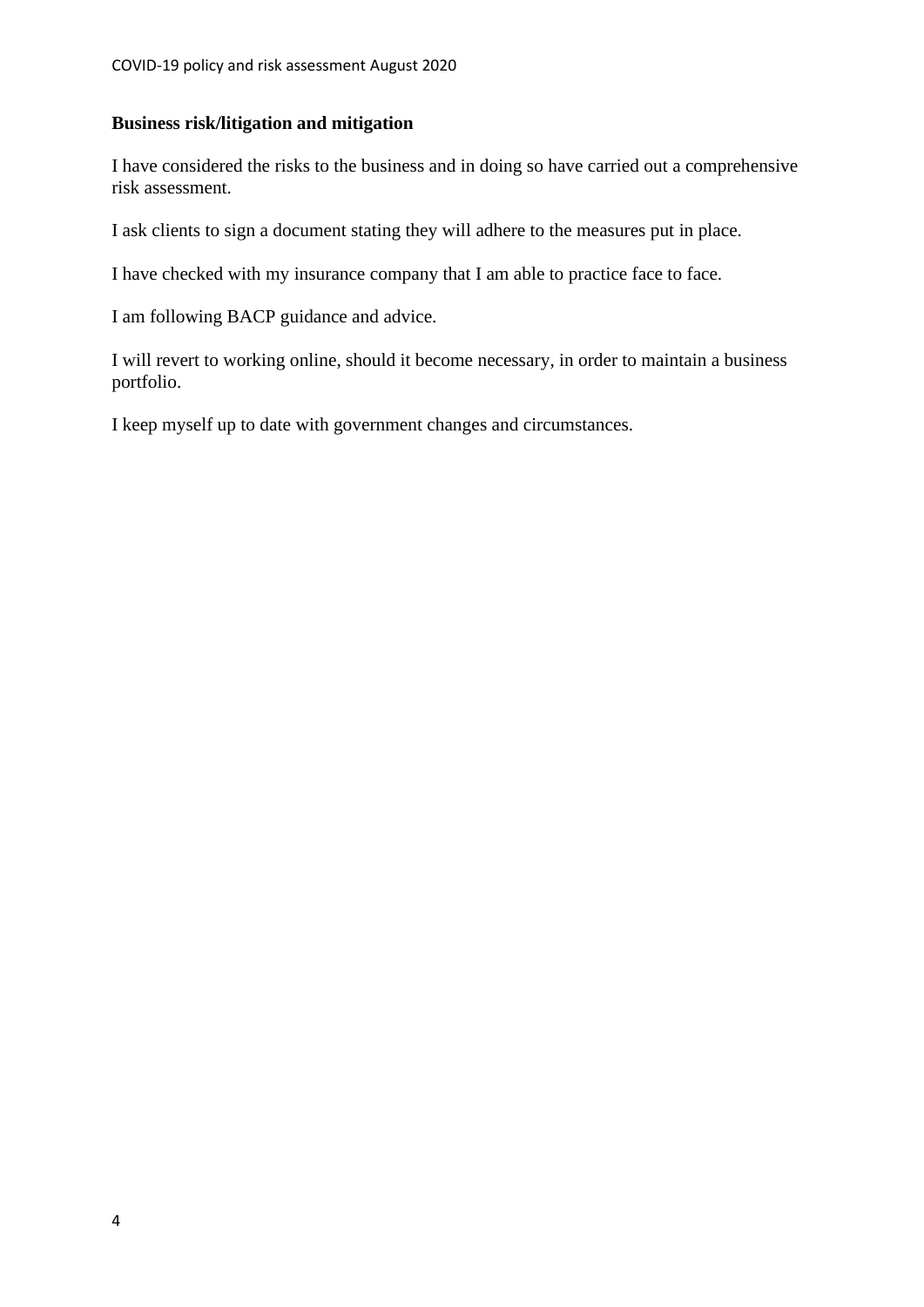**Business risk/litigation and mitigation**

I have considered the risks to the business and in doing so have carried out a comprehensive risk assessment.

I ask clients to sign a document stating they will adhere to the measures put in place.

I have checked with my insurance company that I am able to practice face to face.

I am following BACP guidance and advice.

I will revert to working online, should it become necessary, in order to maintain a business portfolio.

I keep myself up to date with government changes and circumstances.